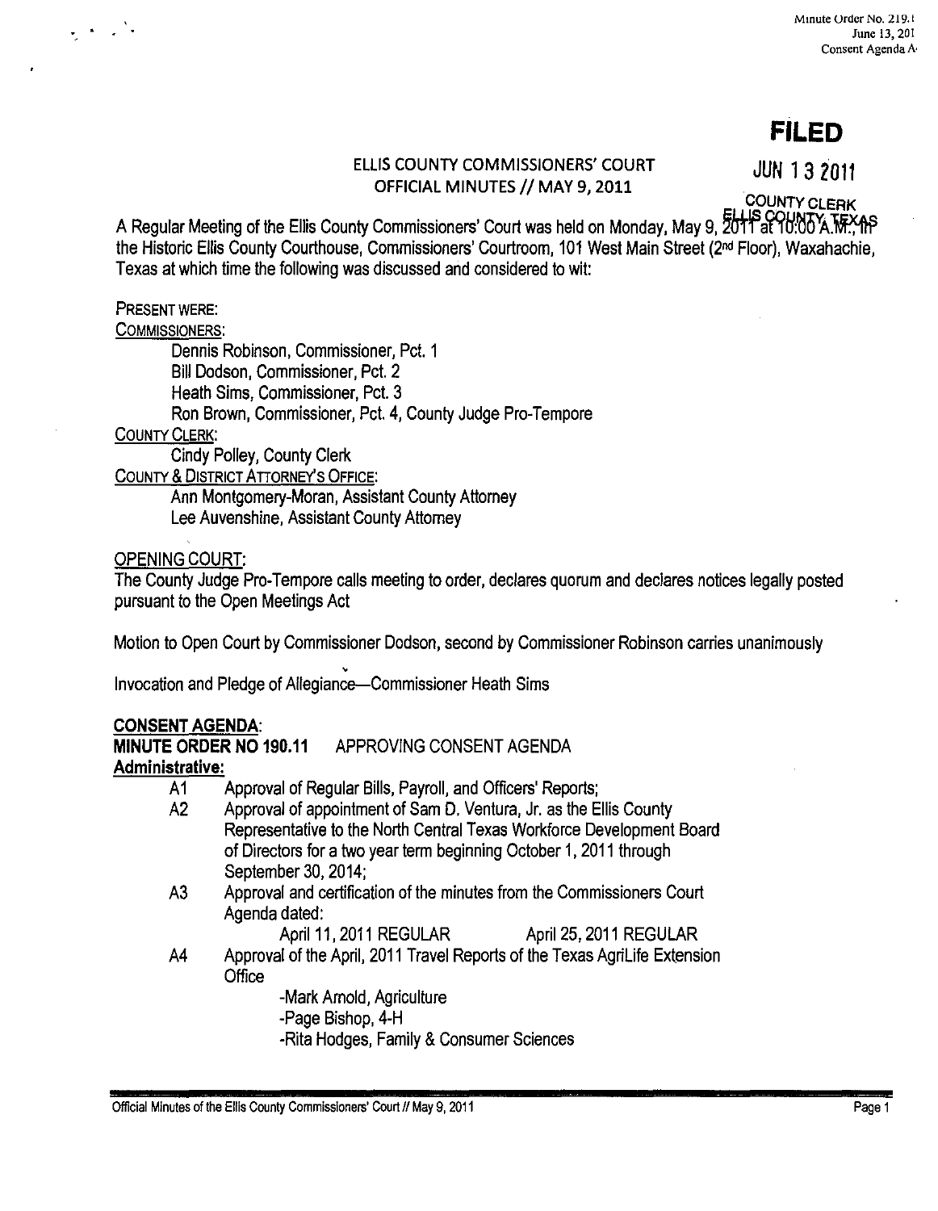Minute Order No. 219.1
June 13, 201
Consent Agenda A

**FILED**

JUN 13 2011

COUNTY CLERK
ELLIS COUNTY, TEXAS

ELLIS COUNTY COMMISSIONERS' COURT
OFFICIAL MINUTES // MAY 9, 2011

A Regular Meeting of the Ellis County Commissioners' Court was held on Monday, May 9, 2011 at 10:00 A.M., in the Historic Ellis County Courthouse, Commissioners' Courtroom, 101 West Main Street (2nd Floor), Waxahachie, Texas at which time the following was discussed and considered to wit:

PRESENT WERE:

COMMISSIONERS:

- Dennis Robinson, Commissioner, Pct. 1
- Bill Dodson, Commissioner, Pct. 2
- Heath Sims, Commissioner, Pct. 3
- Ron Brown, Commissioner, Pct. 4, County Judge Pro-Tempore

COUNTY CLERK:

- Cindy Polley, County Clerk

COUNTY & DISTRICT ATTORNEY'S OFFICE:

- Ann Montgomery-Moran, Assistant County Attorney
- Lee Auvenshine, Assistant County Attorney

OPENING COURT:

The County Judge Pro-Tempore calls meeting to order, declares quorum and declares notices legally posted pursuant to the Open Meetings Act

Motion to Open Court by Commissioner Dodson, second by Commissioner Robinson carries unanimously

Invocation and Pledge of Allegiance—Commissioner Heath Sims

**CONSENT AGENDA:**

**MINUTE ORDER NO 190.11** APPROVING CONSENT AGENDA

**Administrative:**

- A1 Approval of Regular Bills, Payroll, and Officers' Reports;
- A2 Approval of appointment of Sam D. Ventura, Jr. as the Ellis County Representative to the North Central Texas Workforce Development Board of Directors for a two year term beginning October 1, 2011 through September 30, 2014;
- A3 Approval and certification of the minutes from the Commissioners Court Agenda dated:
  - April 11, 2011 REGULAR
  - April 25, 2011 REGULAR
- A4 Approval of the April, 2011 Travel Reports of the Texas AgriLife Extension Office
  - -Mark Arnold, Agriculture
  - -Page Bishop, 4-H
  - -Rita Hodges, Family & Consumer Sciences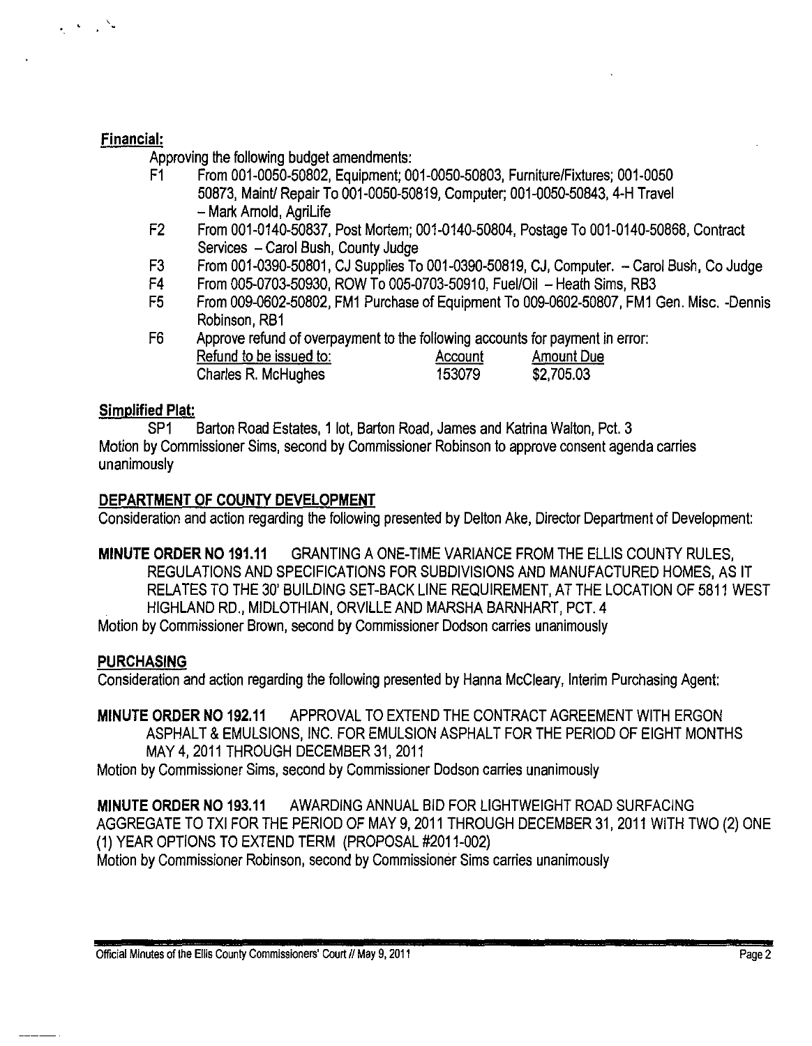**Financial:**

Approving the following budget amendments:

F1 From 001-0050-50802, Equipment; 001-0050-50803, Furniture/Fixtures; 001-0050 50873, Maint/ Repair To 001-0050-50819, Computer; 001-0050-50843, 4-H Travel – Mark Arnold, AgriLife

F2 From 001-0140-50837, Post Mortem; 001-0140-50804, Postage To 001-0140-50868, Contract Services – Carol Bush, County Judge

F3 From 001-0390-50801, CJ Supplies To 001-0390-50819, CJ, Computer. – Carol Bush, Co Judge

F4 From 005-0703-50930, ROW To 005-0703-50910, Fuel/Oil – Heath Sims, RB3

F5 From 009-0602-50802, FM1 Purchase of Equipment To 009-0602-50807, FM1 Gen. Misc. -Dennis Robinson, RB1

F6 Approve refund of overpayment to the following accounts for payment in error:

| Refund to be issued to: | Account | Amount Due |
|---|---|---|
| Charles R. McHughes | 153079 | $2,705.03 |

**Simplified Plat:**

SP1 Barton Road Estates, 1 lot, Barton Road, James and Katrina Walton, Pct. 3

Motion by Commissioner Sims, second by Commissioner Robinson to approve consent agenda carries unanimously

**DEPARTMENT OF COUNTY DEVELOPMENT**

Consideration and action regarding the following presented by Delton Ake, Director Department of Development:

**MINUTE ORDER NO 191.11** GRANTING A ONE-TIME VARIANCE FROM THE ELLIS COUNTY RULES, REGULATIONS AND SPECIFICATIONS FOR SUBDIVISIONS AND MANUFACTURED HOMES, AS IT RELATES TO THE 30' BUILDING SET-BACK LINE REQUIREMENT, AT THE LOCATION OF 5811 WEST HIGHLAND RD., MIDLOTHIAN, ORVILLE AND MARSHA BARNHART, PCT. 4

Motion by Commissioner Brown, second by Commissioner Dodson carries unanimously

**PURCHASING**

Consideration and action regarding the following presented by Hanna McCleary, Interim Purchasing Agent:

**MINUTE ORDER NO 192.11** APPROVAL TO EXTEND THE CONTRACT AGREEMENT WITH ERGON ASPHALT & EMULSIONS, INC. FOR EMULSION ASPHALT FOR THE PERIOD OF EIGHT MONTHS MAY 4, 2011 THROUGH DECEMBER 31, 2011

Motion by Commissioner Sims, second by Commissioner Dodson carries unanimously

**MINUTE ORDER NO 193.11** AWARDING ANNUAL BID FOR LIGHTWEIGHT ROAD SURFACING AGGREGATE TO TXI FOR THE PERIOD OF MAY 9, 2011 THROUGH DECEMBER 31, 2011 WITH TWO (2) ONE (1) YEAR OPTIONS TO EXTEND TERM (PROPOSAL #2011-002)

Motion by Commissioner Robinson, second by Commissioner Sims carries unanimously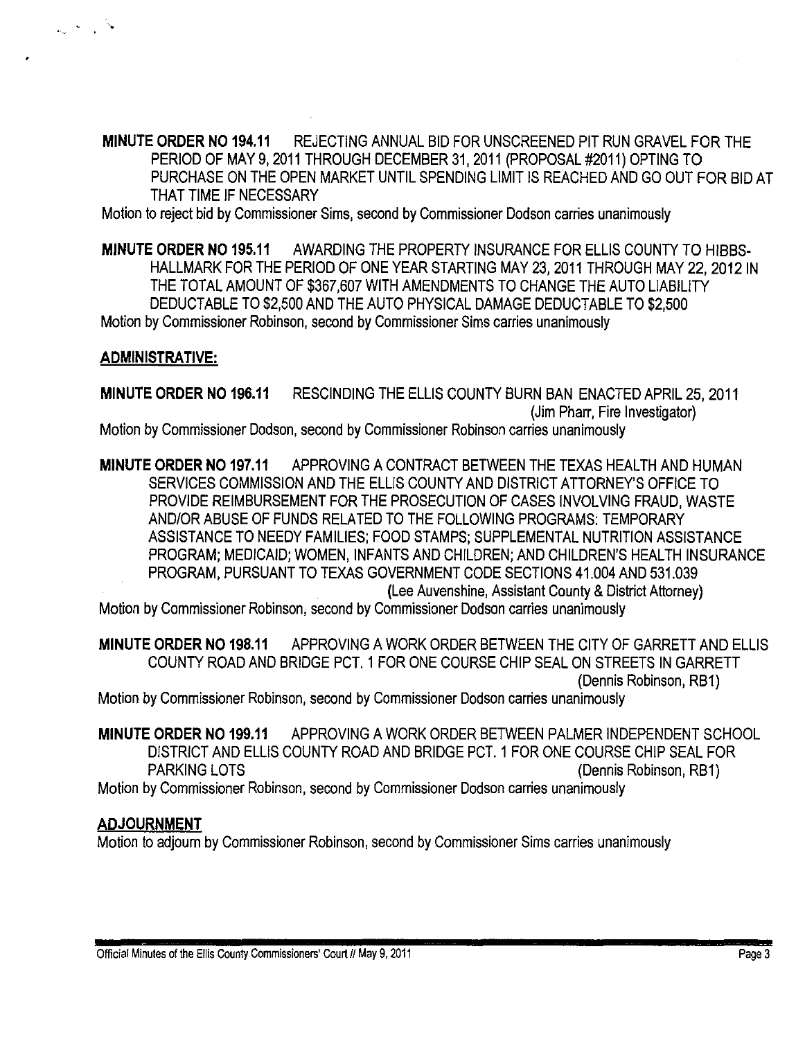**MINUTE ORDER NO 194.11** REJECTING ANNUAL BID FOR UNSCREENED PIT RUN GRAVEL FOR THE PERIOD OF MAY 9, 2011 THROUGH DECEMBER 31, 2011 (PROPOSAL #2011) OPTING TO PURCHASE ON THE OPEN MARKET UNTIL SPENDING LIMIT IS REACHED AND GO OUT FOR BID AT THAT TIME IF NECESSARY

Motion to reject bid by Commissioner Sims, second by Commissioner Dodson carries unanimously

**MINUTE ORDER NO 195.11** AWARDING THE PROPERTY INSURANCE FOR ELLIS COUNTY TO HIBBS-HALLMARK FOR THE PERIOD OF ONE YEAR STARTING MAY 23, 2011 THROUGH MAY 22, 2012 IN THE TOTAL AMOUNT OF $367,607 WITH AMENDMENTS TO CHANGE THE AUTO LIABILITY DEDUCTABLE TO $2,500 AND THE AUTO PHYSICAL DAMAGE DEDUCTABLE TO $2,500

Motion by Commissioner Robinson, second by Commissioner Sims carries unanimously

**ADMINISTRATIVE:**

**MINUTE ORDER NO 196.11** RESCINDING THE ELLIS COUNTY BURN BAN ENACTED APRIL 25, 2011 (Jim Pharr, Fire Investigator)

Motion by Commissioner Dodson, second by Commissioner Robinson carries unanimously

**MINUTE ORDER NO 197.11** APPROVING A CONTRACT BETWEEN THE TEXAS HEALTH AND HUMAN SERVICES COMMISSION AND THE ELLIS COUNTY AND DISTRICT ATTORNEY'S OFFICE TO PROVIDE REIMBURSEMENT FOR THE PROSECUTION OF CASES INVOLVING FRAUD, WASTE AND/OR ABUSE OF FUNDS RELATED TO THE FOLLOWING PROGRAMS: TEMPORARY ASSISTANCE TO NEEDY FAMILIES; FOOD STAMPS; SUPPLEMENTAL NUTRITION ASSISTANCE PROGRAM; MEDICAID; WOMEN, INFANTS AND CHILDREN; AND CHILDREN'S HEALTH INSURANCE PROGRAM, PURSUANT TO TEXAS GOVERNMENT CODE SECTIONS 41.004 AND 531.039 (Lee Auvenshine, Assistant County & District Attorney)

Motion by Commissioner Robinson, second by Commissioner Dodson carries unanimously

**MINUTE ORDER NO 198.11** APPROVING A WORK ORDER BETWEEN THE CITY OF GARRETT AND ELLIS COUNTY ROAD AND BRIDGE PCT. 1 FOR ONE COURSE CHIP SEAL ON STREETS IN GARRETT (Dennis Robinson, RB1)

Motion by Commissioner Robinson, second by Commissioner Dodson carries unanimously

**MINUTE ORDER NO 199.11** APPROVING A WORK ORDER BETWEEN PALMER INDEPENDENT SCHOOL DISTRICT AND ELLIS COUNTY ROAD AND BRIDGE PCT. 1 FOR ONE COURSE CHIP SEAL FOR PARKING LOTS (Dennis Robinson, RB1)

Motion by Commissioner Robinson, second by Commissioner Dodson carries unanimously

**ADJOURNMENT**

Motion to adjourn by Commissioner Robinson, second by Commissioner Sims carries unanimously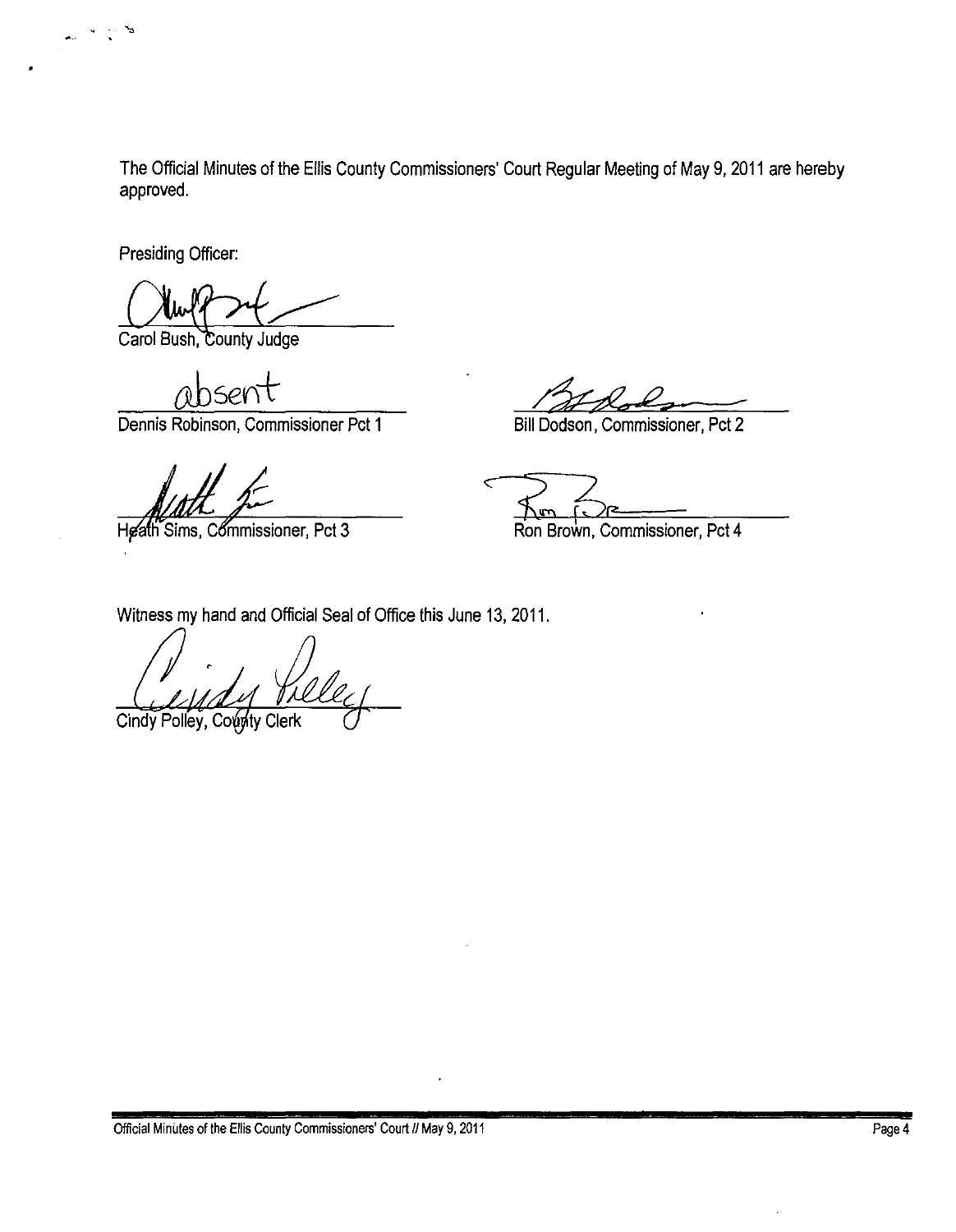The Official Minutes of the Ellis County Commissioners' Court Regular Meeting of May 9, 2011 are hereby approved.

Presiding Officer:

Carol Bush, County Judge

absent

Dennis Robinson, Commissioner Pct 1

Bill Dodson, Commissioner, Pct 2

Heath Sims, Commissioner, Pct 3

Ron Brown, Commissioner, Pct 4

Witness my hand and Official Seal of Office this June 13, 2011.

Cindy Polley, County Clerk